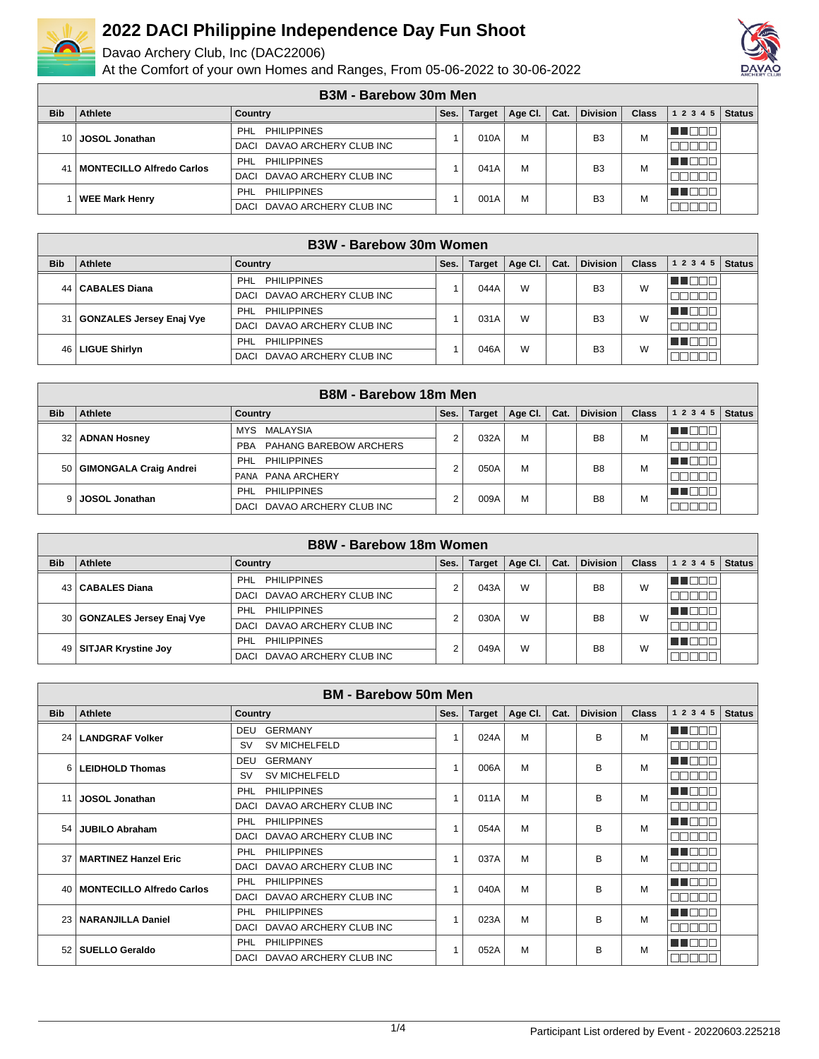# 2022 DACI Philippine Independence Day Fun Shoot

Davao Archery Club, Inc (DAC22006)

At the Comfort of your own Homes and Ranges, From 05-06-2022 to 30-06-2022

## B3M - Barebow 30m Men

| Bib | Athlete | Country | Ses. | Target | Age Cl. | Cat. | Division | Class | 1 2 3 4 5 | Status |
|---|---|---|---|---|---|---|---|---|---|---|
| 10 | JOSOL Jonathan | PHL PHILIPPINES / DACI DAVAO ARCHERY CLUB INC | 1 | 010A | M | | B3 | M | | |
| 41 | MONTECILLO Alfredo Carlos | PHL PHILIPPINES / DACI DAVAO ARCHERY CLUB INC | 1 | 041A | M | | B3 | M | | |
| 1 | WEE Mark Henry | PHL PHILIPPINES / DACI DAVAO ARCHERY CLUB INC | 1 | 001A | M | | B3 | M | | |

## B3W - Barebow 30m Women

| Bib | Athlete | Country | Ses. | Target | Age Cl. | Cat. | Division | Class | 1 2 3 4 5 | Status |
|---|---|---|---|---|---|---|---|---|---|---|
| 44 | CABALES Diana | PHL PHILIPPINES / DACI DAVAO ARCHERY CLUB INC | 1 | 044A | W | | B3 | W | | |
| 31 | GONZALES Jersey Enaj Vye | PHL PHILIPPINES / DACI DAVAO ARCHERY CLUB INC | 1 | 031A | W | | B3 | W | | |
| 46 | LIGUE Shirlyn | PHL PHILIPPINES / DACI DAVAO ARCHERY CLUB INC | 1 | 046A | W | | B3 | W | | |

## B8M - Barebow 18m Men

| Bib | Athlete | Country | Ses. | Target | Age Cl. | Cat. | Division | Class | 1 2 3 4 5 | Status |
|---|---|---|---|---|---|---|---|---|---|---|
| 32 | ADNAN Hosney | MYS MALAYSIA / PBA PAHANG BAREBOW ARCHERS | 2 | 032A | M | | B8 | M | | |
| 50 | GIMONGALA Craig Andrei | PHL PHILIPPINES / PANA PANA ARCHERY | 2 | 050A | M | | B8 | M | | |
| 9 | JOSOL Jonathan | PHL PHILIPPINES / DACI DAVAO ARCHERY CLUB INC | 2 | 009A | M | | B8 | M | | |

## B8W - Barebow 18m Women

| Bib | Athlete | Country | Ses. | Target | Age Cl. | Cat. | Division | Class | 1 2 3 4 5 | Status |
|---|---|---|---|---|---|---|---|---|---|---|
| 43 | CABALES Diana | PHL PHILIPPINES / DACI DAVAO ARCHERY CLUB INC | 2 | 043A | W | | B8 | W | | |
| 30 | GONZALES Jersey Enaj Vye | PHL PHILIPPINES / DACI DAVAO ARCHERY CLUB INC | 2 | 030A | W | | B8 | W | | |
| 49 | SITJAR Krystine Joy | PHL PHILIPPINES / DACI DAVAO ARCHERY CLUB INC | 2 | 049A | W | | B8 | W | | |

## BM - Barebow 50m Men

| Bib | Athlete | Country | Ses. | Target | Age Cl. | Cat. | Division | Class | 1 2 3 4 5 | Status |
|---|---|---|---|---|---|---|---|---|---|---|
| 24 | LANDGRAF Volker | DEU GERMANY / SV SV MICHELFELD | 1 | 024A | M | | B | M | | |
| 6 | LEIDHOLD Thomas | DEU GERMANY / SV SV MICHELFELD | 1 | 006A | M | | B | M | | |
| 11 | JOSOL Jonathan | PHL PHILIPPINES / DACI DAVAO ARCHERY CLUB INC | 1 | 011A | M | | B | M | | |
| 54 | JUBILO Abraham | PHL PHILIPPINES / DACI DAVAO ARCHERY CLUB INC | 1 | 054A | M | | B | M | | |
| 37 | MARTINEZ Hanzel Eric | PHL PHILIPPINES / DACI DAVAO ARCHERY CLUB INC | 1 | 037A | M | | B | M | | |
| 40 | MONTECILLO Alfredo Carlos | PHL PHILIPPINES / DACI DAVAO ARCHERY CLUB INC | 1 | 040A | M | | B | M | | |
| 23 | NARANJILLA Daniel | PHL PHILIPPINES / DACI DAVAO ARCHERY CLUB INC | 1 | 023A | M | | B | M | | |
| 52 | SUELLO Geraldo | PHL PHILIPPINES / DACI DAVAO ARCHERY CLUB INC | 1 | 052A | M | | B | M | | |

Participant List ordered by Event - 20220603.225218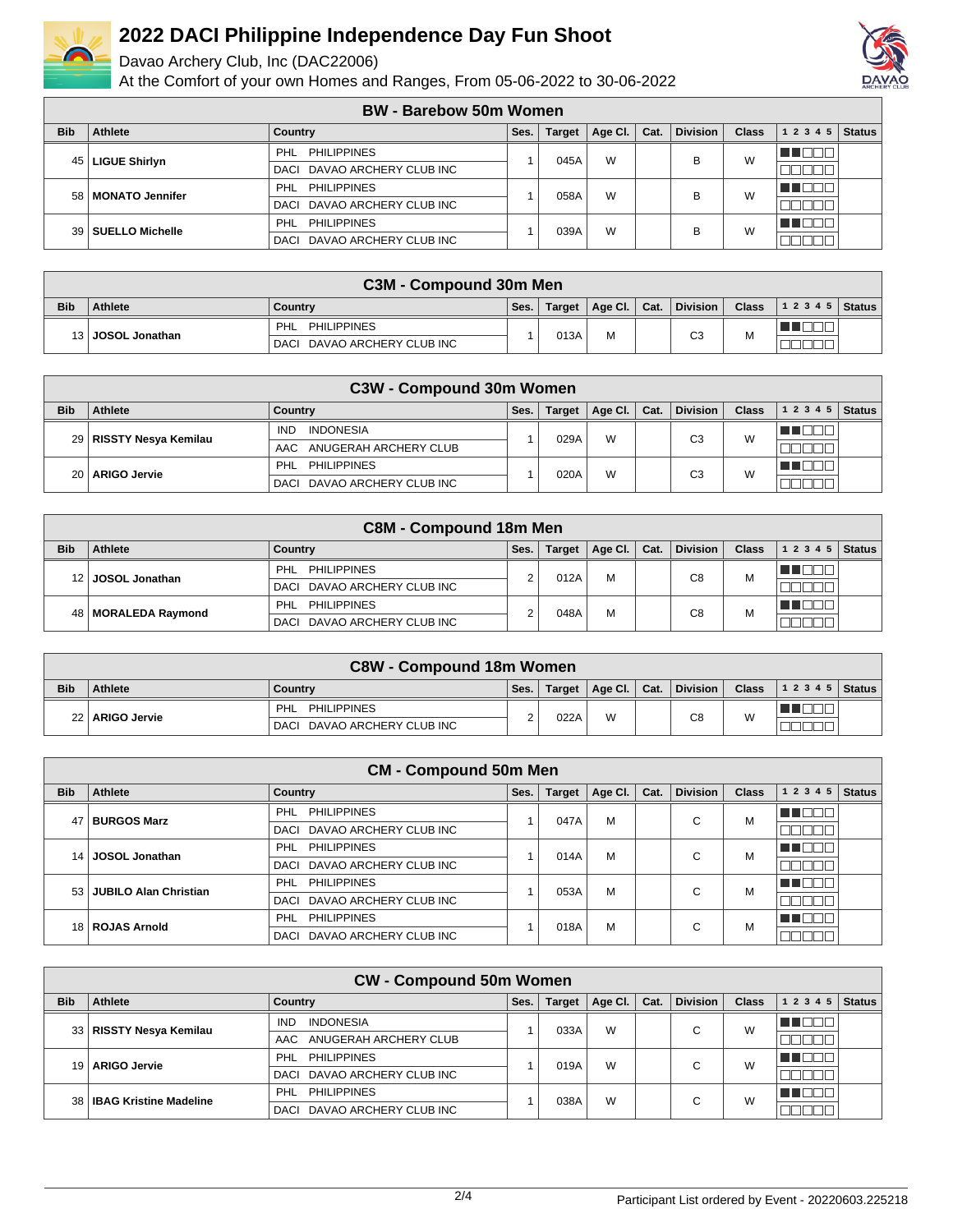# 2022 DACI Philippine Independence Day Fun Shoot

Davao Archery Club, Inc (DAC22006)

At the Comfort of your own Homes and Ranges, From 05-06-2022 to 30-06-2022

## BW - Barebow 50m Women

| Bib | Athlete | Country | Ses. | Target | Age Cl. | Cat. | Division | Class | 1 2 3 4 5 | Status |
|---|---|---|---|---|---|---|---|---|---|---|
| 45 | LIGUE Shirlyn | PHL PHILIPPINES / DACI DAVAO ARCHERY CLUB INC | 1 | 045A | W | | B | W | | |
| 58 | MONATO Jennifer | PHL PHILIPPINES / DACI DAVAO ARCHERY CLUB INC | 1 | 058A | W | | B | W | | |
| 39 | SUELLO Michelle | PHL PHILIPPINES / DACI DAVAO ARCHERY CLUB INC | 1 | 039A | W | | B | W | | |

## C3M - Compound 30m Men

| Bib | Athlete | Country | Ses. | Target | Age Cl. | Cat. | Division | Class | 1 2 3 4 5 | Status |
|---|---|---|---|---|---|---|---|---|---|---|
| 13 | JOSOL Jonathan | PHL PHILIPPINES / DACI DAVAO ARCHERY CLUB INC | 1 | 013A | M | | C3 | M | | |

## C3W - Compound 30m Women

| Bib | Athlete | Country | Ses. | Target | Age Cl. | Cat. | Division | Class | 1 2 3 4 5 | Status |
|---|---|---|---|---|---|---|---|---|---|---|
| 29 | RISSTY Nesya Kemilau | IND INDONESIA / AAC ANUGERAH ARCHERY CLUB | 1 | 029A | W | | C3 | W | | |
| 20 | ARIGO Jervie | PHL PHILIPPINES / DACI DAVAO ARCHERY CLUB INC | 1 | 020A | W | | C3 | W | | |

## C8M - Compound 18m Men

| Bib | Athlete | Country | Ses. | Target | Age Cl. | Cat. | Division | Class | 1 2 3 4 5 | Status |
|---|---|---|---|---|---|---|---|---|---|---|
| 12 | JOSOL Jonathan | PHL PHILIPPINES / DACI DAVAO ARCHERY CLUB INC | 2 | 012A | M | | C8 | M | | |
| 48 | MORALEDA Raymond | PHL PHILIPPINES / DACI DAVAO ARCHERY CLUB INC | 2 | 048A | M | | C8 | M | | |

## C8W - Compound 18m Women

| Bib | Athlete | Country | Ses. | Target | Age Cl. | Cat. | Division | Class | 1 2 3 4 5 | Status |
|---|---|---|---|---|---|---|---|---|---|---|
| 22 | ARIGO Jervie | PHL PHILIPPINES / DACI DAVAO ARCHERY CLUB INC | 2 | 022A | W | | C8 | W | | |

## CM - Compound 50m Men

| Bib | Athlete | Country | Ses. | Target | Age Cl. | Cat. | Division | Class | 1 2 3 4 5 | Status |
|---|---|---|---|---|---|---|---|---|---|---|
| 47 | BURGOS Marz | PHL PHILIPPINES / DACI DAVAO ARCHERY CLUB INC | 1 | 047A | M | | C | M | | |
| 14 | JOSOL Jonathan | PHL PHILIPPINES / DACI DAVAO ARCHERY CLUB INC | 1 | 014A | M | | C | M | | |
| 53 | JUBILO Alan Christian | PHL PHILIPPINES / DACI DAVAO ARCHERY CLUB INC | 1 | 053A | M | | C | M | | |
| 18 | ROJAS Arnold | PHL PHILIPPINES / DACI DAVAO ARCHERY CLUB INC | 1 | 018A | M | | C | M | | |

## CW - Compound 50m Women

| Bib | Athlete | Country | Ses. | Target | Age Cl. | Cat. | Division | Class | 1 2 3 4 5 | Status |
|---|---|---|---|---|---|---|---|---|---|---|
| 33 | RISSTY Nesya Kemilau | IND INDONESIA / AAC ANUGERAH ARCHERY CLUB | 1 | 033A | W | | C | W | | |
| 19 | ARIGO Jervie | PHL PHILIPPINES / DACI DAVAO ARCHERY CLUB INC | 1 | 019A | W | | C | W | | |
| 38 | IBAG Kristine Madeline | PHL PHILIPPINES / DACI DAVAO ARCHERY CLUB INC | 1 | 038A | W | | C | W | | |

Participant List ordered by Event - 20220603.225218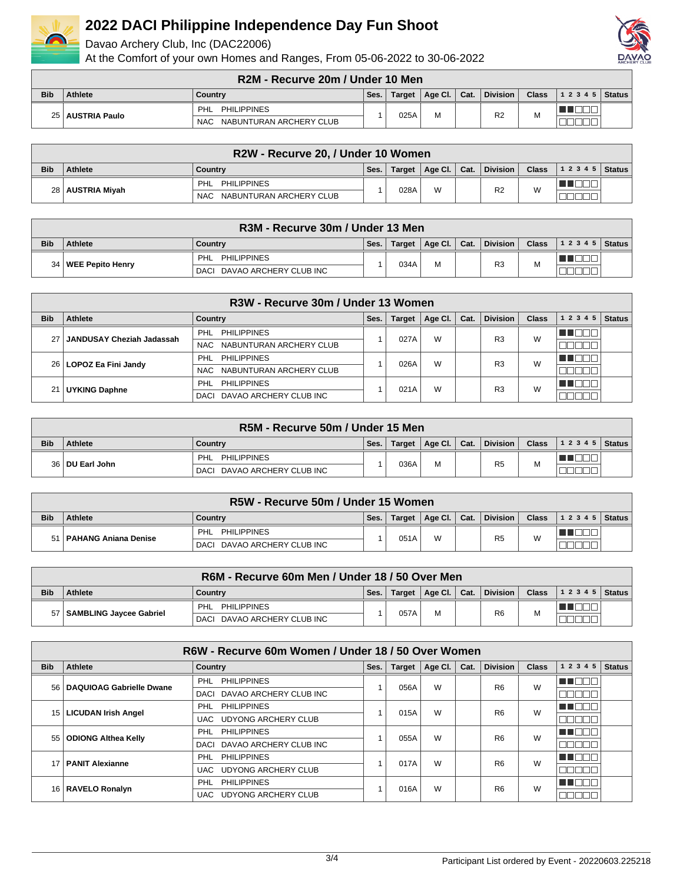# 2022 DACI Philippine Independence Day Fun Shoot

Davao Archery Club, Inc (DAC22006)

At the Comfort of your own Homes and Ranges, From 05-06-2022 to 30-06-2022

## R2M - Recurve 20m / Under 10 Men

| Bib | Athlete | Country | Ses. | Target | Age Cl. | Cat. | Division | Class | 1 2 3 4 5 | Status |
|---|---|---|---|---|---|---|---|---|---|---|
| 25 | AUSTRIA Paulo | PHL PHILIPPINES / NAC NABUNTURAN ARCHERY CLUB | 1 | 025A | M | | R2 | M | | |

## R2W - Recurve 20, / Under 10 Women

| Bib | Athlete | Country | Ses. | Target | Age Cl. | Cat. | Division | Class | 1 2 3 4 5 | Status |
|---|---|---|---|---|---|---|---|---|---|---|
| 28 | AUSTRIA Miyah | PHL PHILIPPINES / NAC NABUNTURAN ARCHERY CLUB | 1 | 028A | W | | R2 | W | | |

## R3M - Recurve 30m / Under 13 Men

| Bib | Athlete | Country | Ses. | Target | Age Cl. | Cat. | Division | Class | 1 2 3 4 5 | Status |
|---|---|---|---|---|---|---|---|---|---|---|
| 34 | WEE Pepito Henry | PHL PHILIPPINES / DACI DAVAO ARCHERY CLUB INC | 1 | 034A | M | | R3 | M | | |

## R3W - Recurve 30m / Under 13 Women

| Bib | Athlete | Country | Ses. | Target | Age Cl. | Cat. | Division | Class | 1 2 3 4 5 | Status |
|---|---|---|---|---|---|---|---|---|---|---|
| 27 | JANDUSAY Cheziah Jadassah | PHL PHILIPPINES / NAC NABUNTURAN ARCHERY CLUB | 1 | 027A | W | | R3 | W | | |
| 26 | LOPOZ Ea Fini Jandy | PHL PHILIPPINES / NAC NABUNTURAN ARCHERY CLUB | 1 | 026A | W | | R3 | W | | |
| 21 | UYKING Daphne | PHL PHILIPPINES / DACI DAVAO ARCHERY CLUB INC | 1 | 021A | W | | R3 | W | | |

## R5M - Recurve 50m / Under 15 Men

| Bib | Athlete | Country | Ses. | Target | Age Cl. | Cat. | Division | Class | 1 2 3 4 5 | Status |
|---|---|---|---|---|---|---|---|---|---|---|
| 36 | DU Earl John | PHL PHILIPPINES / DACI DAVAO ARCHERY CLUB INC | 1 | 036A | M | | R5 | M | | |

## R5W - Recurve 50m / Under 15 Women

| Bib | Athlete | Country | Ses. | Target | Age Cl. | Cat. | Division | Class | 1 2 3 4 5 | Status |
|---|---|---|---|---|---|---|---|---|---|---|
| 51 | PAHANG Aniana Denise | PHL PHILIPPINES / DACI DAVAO ARCHERY CLUB INC | 1 | 051A | W | | R5 | W | | |

## R6M - Recurve 60m Men / Under 18 / 50 Over Men

| Bib | Athlete | Country | Ses. | Target | Age Cl. | Cat. | Division | Class | 1 2 3 4 5 | Status |
|---|---|---|---|---|---|---|---|---|---|---|
| 57 | SAMBLING Jaycee Gabriel | PHL PHILIPPINES / DACI DAVAO ARCHERY CLUB INC | 1 | 057A | M | | R6 | M | | |

## R6W - Recurve 60m Women / Under 18 / 50 Over Women

| Bib | Athlete | Country | Ses. | Target | Age Cl. | Cat. | Division | Class | 1 2 3 4 5 | Status |
|---|---|---|---|---|---|---|---|---|---|---|
| 56 | DAQUIOAG Gabrielle Dwane | PHL PHILIPPINES / DACI DAVAO ARCHERY CLUB INC | 1 | 056A | W | | R6 | W | | |
| 15 | LICUDAN Irish Angel | PHL PHILIPPINES / UAC UDYONG ARCHERY CLUB | 1 | 015A | W | | R6 | W | | |
| 55 | ODIONG Althea Kelly | PHL PHILIPPINES / DACI DAVAO ARCHERY CLUB INC | 1 | 055A | W | | R6 | W | | |
| 17 | PANIT Alexianne | PHL PHILIPPINES / UAC UDYONG ARCHERY CLUB | 1 | 017A | W | | R6 | W | | |
| 16 | RAVELO Ronalyn | PHL PHILIPPINES / UAC UDYONG ARCHERY CLUB | 1 | 016A | W | | R6 | W | | |

Participant List ordered by Event - 20220603.225218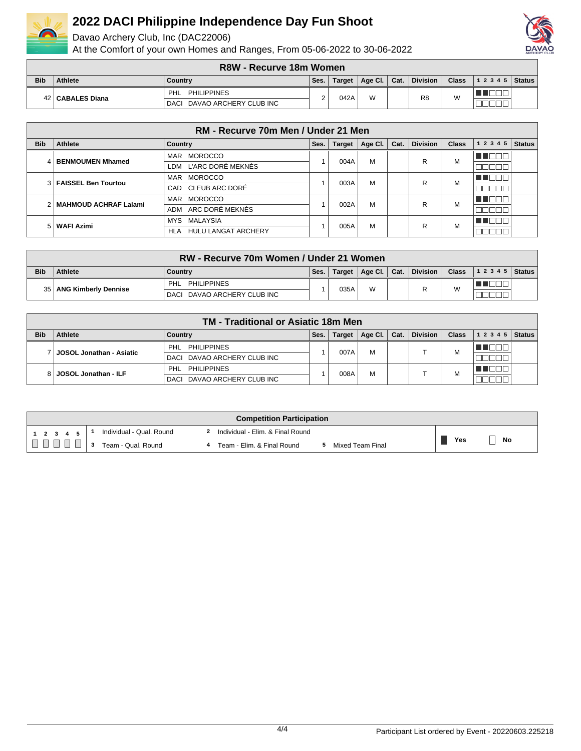# 2022 DACI Philippine Independence Day Fun Shoot

Davao Archery Club, Inc (DAC22006)

At the Comfort of your own Homes and Ranges, From 05-06-2022 to 30-06-2022

## R8W - Recurve 18m Women

| Bib | Athlete | Country | Ses. | Target | Age Cl. | Cat. | Division | Class | 1 2 3 4 5 | Status |
|---|---|---|---|---|---|---|---|---|---|---|
| 42 | CABALES Diana | PHL PHILIPPINES / DACI DAVAO ARCHERY CLUB INC | 2 | 042A | W | | R8 | W | ■■□□□ / □□□□□ | |

## RM - Recurve 70m Men / Under 21 Men

| Bib | Athlete | Country | Ses. | Target | Age Cl. | Cat. | Division | Class | 1 2 3 4 5 | Status |
|---|---|---|---|---|---|---|---|---|---|---|
| 4 | BENMOUMEN Mhamed | MAR MOROCCO / LDM L'ARC DORÉ MEKNÈS | 1 | 004A | M | | R | M | ■■□□□ / □□□□□ | |
| 3 | FAISSEL Ben Tourtou | MAR MOROCCO / CAD CLEUB ARC DORÉ | 1 | 003A | M | | R | M | ■■□□□ / □□□□□ | |
| 2 | MAHMOUD ACHRAF Lalami | MAR MOROCCO / ADM ARC DORÉ MEKNÈS | 1 | 002A | M | | R | M | ■■□□□ / □□□□□ | |
| 5 | WAFI Azimi | MYS MALAYSIA / HLA HULU LANGAT ARCHERY | 1 | 005A | M | | R | M | ■■□□□ / □□□□□ | |

## RW - Recurve 70m Women / Under 21 Women

| Bib | Athlete | Country | Ses. | Target | Age Cl. | Cat. | Division | Class | 1 2 3 4 5 | Status |
|---|---|---|---|---|---|---|---|---|---|---|
| 35 | ANG Kimberly Dennise | PHL PHILIPPINES / DACI DAVAO ARCHERY CLUB INC | 1 | 035A | W | | R | W | ■■□□□ / □□□□□ | |

## TM - Traditional or Asiatic 18m Men

| Bib | Athlete | Country | Ses. | Target | Age Cl. | Cat. | Division | Class | 1 2 3 4 5 | Status |
|---|---|---|---|---|---|---|---|---|---|---|
| 7 | JOSOL Jonathan - Asiatic | PHL PHILIPPINES / DACI DAVAO ARCHERY CLUB INC | 1 | 007A | M | | T | M | ■■□□□ / □□□□□ | |
| 8 | JOSOL Jonathan - ILF | PHL PHILIPPINES / DACI DAVAO ARCHERY CLUB INC | 1 | 008A | M | | T | M | ■■□□□ / □□□□□ | |

## Competition Participation

| 1 2 3 4 5 | | | | |
|---|---|---|---|---|
| □ □ □ □ □ | 1 Individual - Qual. Round | 2 Individual - Elim. & Final Round | | ■ Yes □ No |
| | 3 Team - Qual. Round | 4 Team - Elim. & Final Round | 5 Mixed Team Final | |

Participant List ordered by Event - 20220603.225218